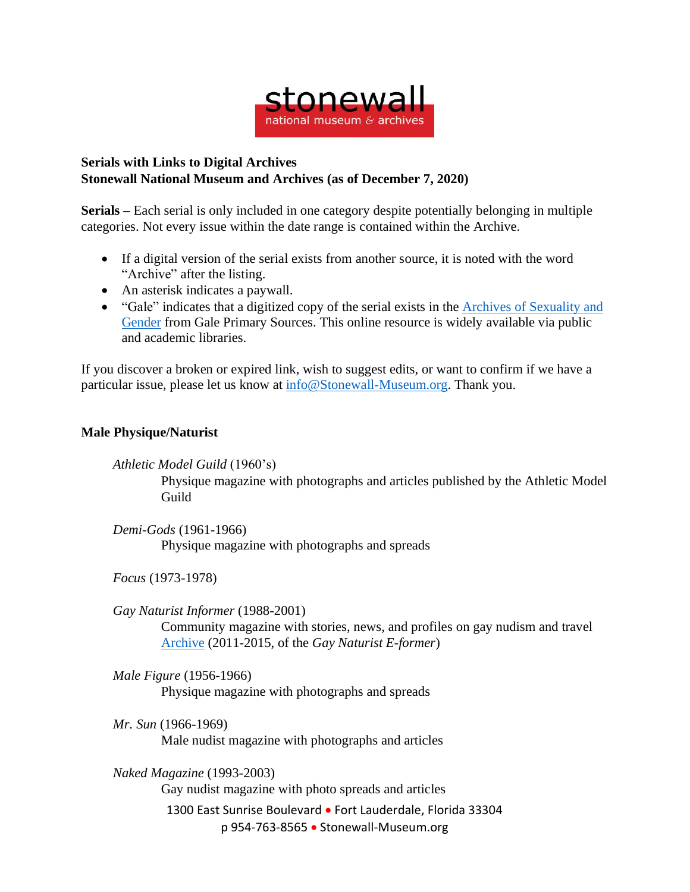stonewall
national museum & archives

**Serials with Links to Digital Archives**
**Stonewall National Museum and Archives (as of December 7, 2020)**

**Serials –** Each serial is only included in one category despite potentially belonging in multiple categories. Not every issue within the date range is contained within the Archive.

- If a digital version of the serial exists from another source, it is noted with the word "Archive" after the listing.
- An asterisk indicates a paywall.
- "Gale" indicates that a digitized copy of the serial exists in the Archives of Sexuality and Gender from Gale Primary Sources. This online resource is widely available via public and academic libraries.

If you discover a broken or expired link, wish to suggest edits, or want to confirm if we have a particular issue, please let us know at info@Stonewall-Museum.org. Thank you.

## Male Physique/Naturist

*Athletic Model Guild* (1960's)
Physique magazine with photographs and articles published by the Athletic Model Guild

*Demi-Gods* (1961-1966)
Physique magazine with photographs and spreads

*Focus* (1973-1978)

*Gay Naturist Informer* (1988-2001)
Community magazine with stories, news, and profiles on gay nudism and travel
Archive (2011-2015, of the *Gay Naturist E-former*)

*Male Figure* (1956-1966)
Physique magazine with photographs and spreads

*Mr. Sun* (1966-1969)
Male nudist magazine with photographs and articles

*Naked Magazine* (1993-2003)
Gay nudist magazine with photo spreads and articles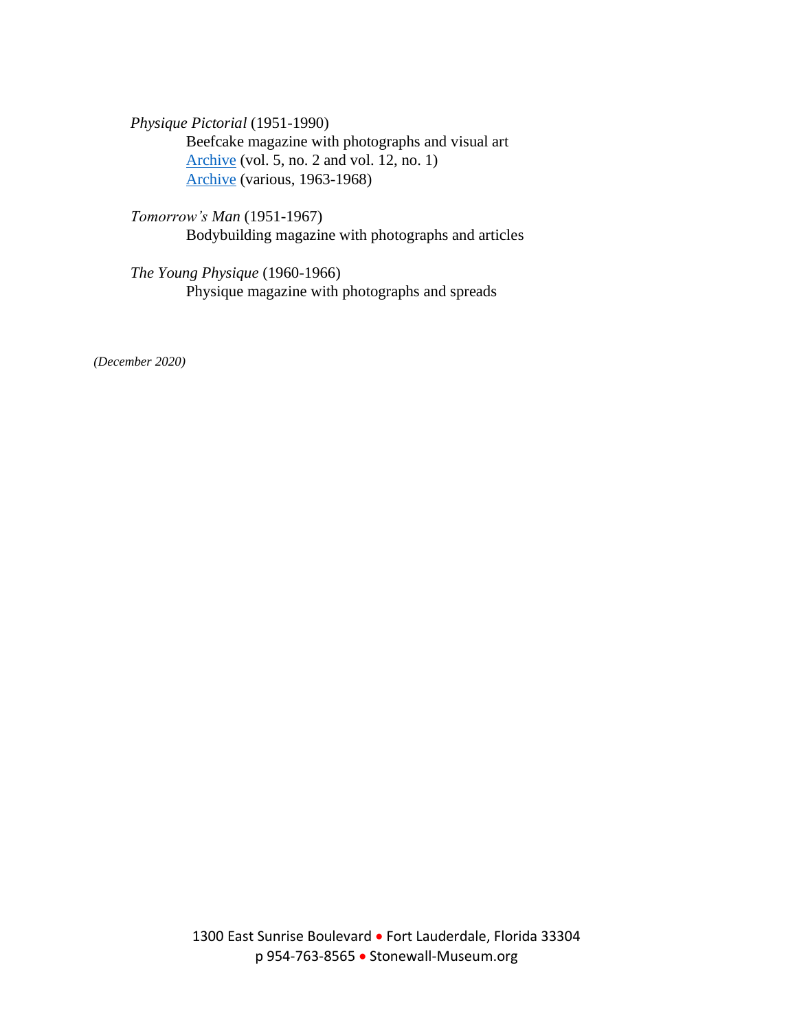*Physique Pictorial* (1951-1990)
Beefcake magazine with photographs and visual art
Archive (vol. 5, no. 2 and vol. 12, no. 1)
Archive (various, 1963-1968)

*Tomorrow's Man* (1951-1967)
Bodybuilding magazine with photographs and articles

*The Young Physique* (1960-1966)
Physique magazine with photographs and spreads

*(December 2020)*